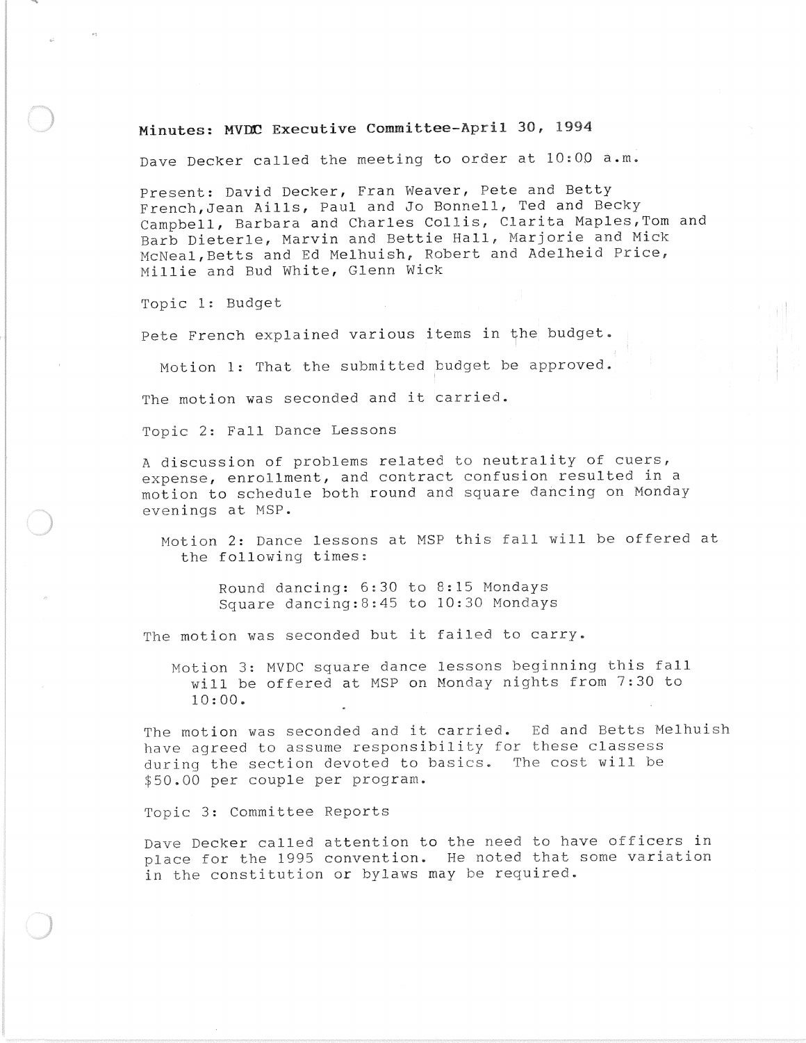# Minutes: MVDC Executive Committee-April 30, 1994

Dave Decker called the meeting to order at 10:00 a.m.

Present: David Decker, Fran Weaver, Pete and Betty French, Jean Aills, Paul and Jo Bonnell, Ted and Becky Campbell, Barbara and Charles Collis, Clarita Maples, Tom and Barb Dieterle, Marvin and Bettie Hall, Marjorie and Mick McNeal, Betts and Ed Melhuish, Robert and Adelheid Price, Millie and Bud White, Glenn Wick

## Topic 1: Budget

Pete French explained various items in the budget.

Motion 1: That the submitted budget be approved.

The motion was seconded and it carried.

## Topic 2: Fall Dance Lessons

A discussion of problems related to neutrality of cuers, expense, enrollment, and contract confusion resulted in a motion to schedule both round and square dancing on Monday evenings at MSP.

Motion 2: Dance lessons at MSP this fall will be offered at the following times:

Round dancing: 6:30 to 8:15 Mondays
Square dancing: 8:45 to 10:30 Mondays

The motion was seconded but it failed to carry.

Motion 3: MVDC square dance lessons beginning this fall will be offered at MSP on Monday nights from 7:30 to 10:00.

The motion was seconded and it carried. Ed and Betts Melhuish have agreed to assume responsibility for these classess during the section devoted to basics. The cost will be $50.00 per couple per program.

## Topic 3: Committee Reports

Dave Decker called attention to the need to have officers in place for the 1995 convention. He noted that some variation in the constitution or bylaws may be required.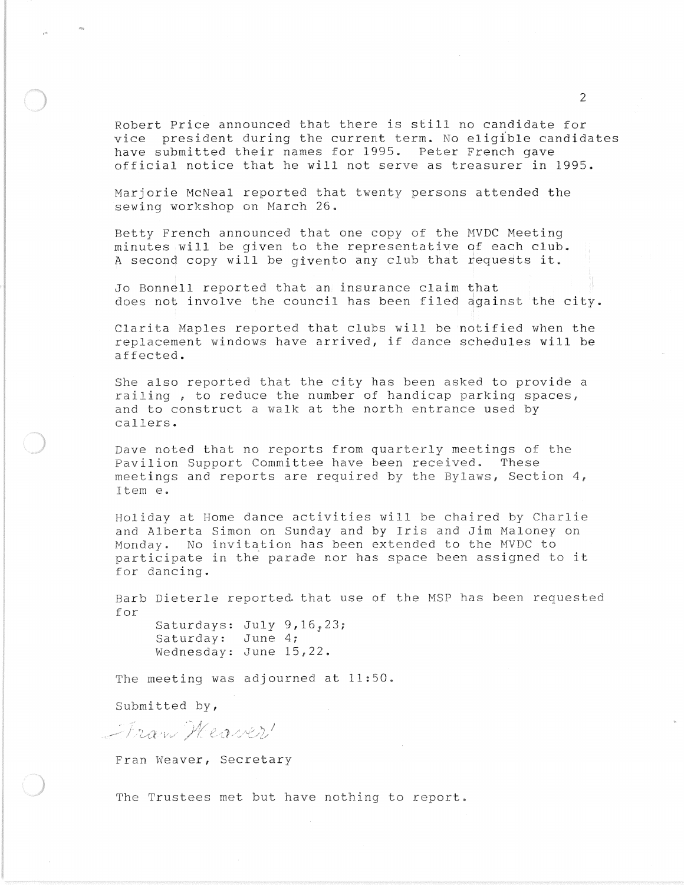Robert Price announced that there is still no candidate for vice president during the current term. No eligible candidates have submitted their names for 1995. Peter French gave official notice that he will not serve as treasurer in 1995.

Marjorie McNeal reported that twenty persons attended the sewing workshop on March 26.

Betty French announced that one copy of the MVDC Meeting minutes will be given to the representative of each club. A second copy will be givento any club that requests it.

Jo Bonnell reported that an insurance claim that does not involve the council has been filed against the city.

Clarita Maples reported that clubs will be notified when the replacement windows have arrived, if dance schedules will be affected.

She also reported that the city has been asked to provide a railing , to reduce the number of handicap parking spaces, and to construct a walk at the north entrance used by callers.

Dave noted that no reports from quarterly meetings of the Pavilion Support Committee have been received. These meetings and reports are required by the Bylaws, Section 4, Item e.

Holiday at Home dance activities will be chaired by Charlie and Alberta Simon on Sunday and by Iris and Jim Maloney on Monday. No invitation has been extended to the MVDC to participate in the parade nor has space been assigned to it for dancing.

Barb Dieterle reported that use of the MSP has been requested for

- Saturdays: July 9,16,23;
- Saturday: June 4;
- Wednesday: June 15,22.

The meeting was adjourned at 11:50.

Submitted by,

Fran Weaver

Fran Weaver, Secretary

The Trustees met but have nothing to report.